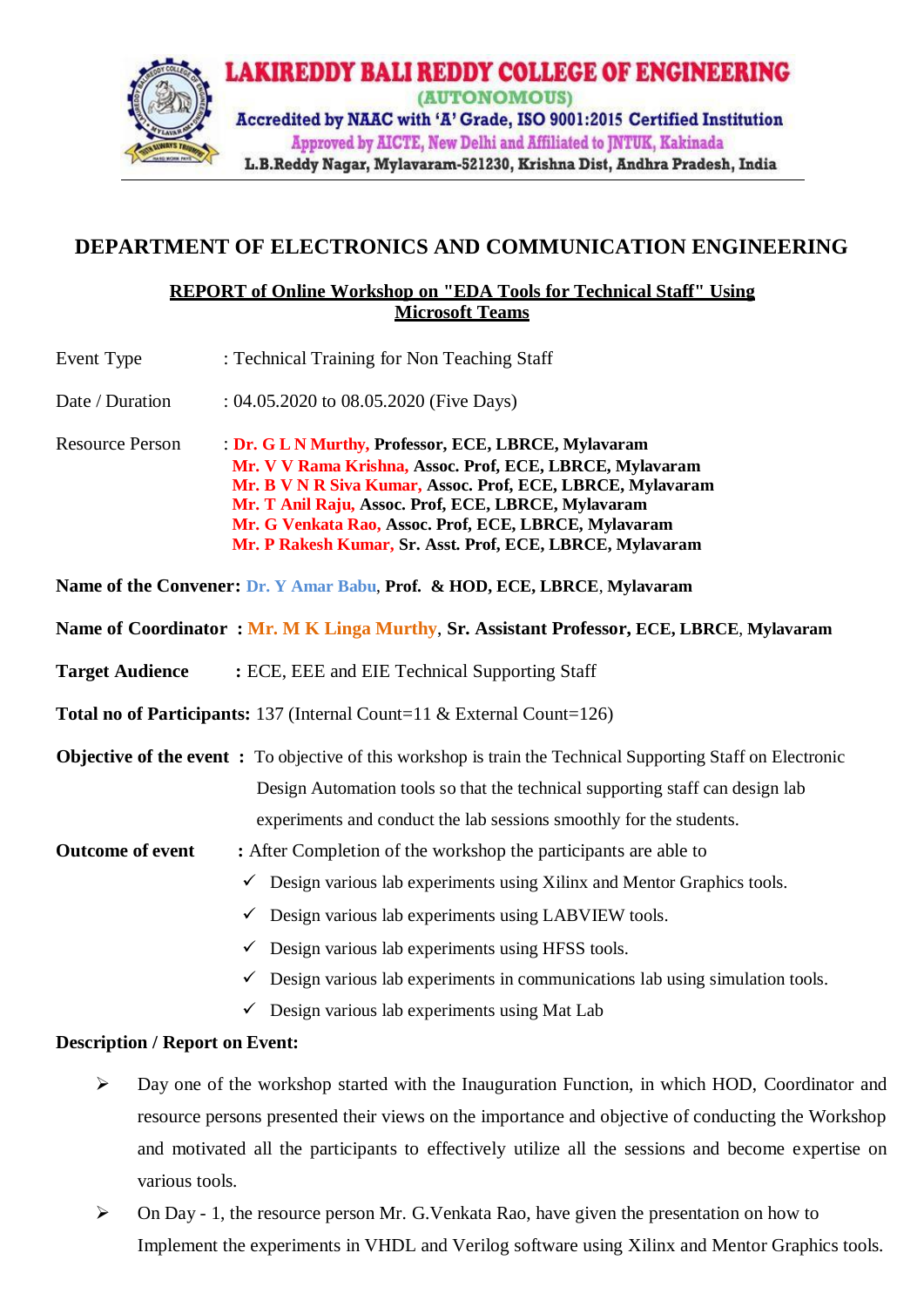# LAKIREDDY BALI REDDY COLLEGE OF ENGINEERING

(AUTONOMOUS)

Accredited by NAAC with 'A' Grade, ISO 9001:2015 Certified Institution

Approved by AICTE, New Delhi and Affiliated to JNTUK, Kakinada

L.B.Reddy Nagar, Mylavaram-521230, Krishna Dist, Andhra Pradesh, India

## DEPARTMENT OF ELECTRONICS AND COMMUNICATION ENGINEERING

### REPORT of Online Workshop on "EDA Tools for Technical Staff" Using Microsoft Teams

Event Type : Technical Training for Non Teaching Staff

Date / Duration : 04.05.2020 to 08.05.2020 (Five Days)

Resource Person : **Dr. G L N Murthy, Professor, ECE, LBRCE, Mylavaram**
**Mr. V V Rama Krishna, Assoc. Prof, ECE, LBRCE, Mylavaram**
**Mr. B V N R Siva Kumar, Assoc. Prof, ECE, LBRCE, Mylavaram**
**Mr. T Anil Raju, Assoc. Prof, ECE, LBRCE, Mylavaram**
**Mr. G Venkata Rao, Assoc. Prof, ECE, LBRCE, Mylavaram**
**Mr. P Rakesh Kumar, Sr. Asst. Prof, ECE, LBRCE, Mylavaram**

**Name of the Convener:** Dr. Y Amar Babu, **Prof. & HOD, ECE, LBRCE, Mylavaram**

**Name of Coordinator :** Mr. M K Linga Murthy, **Sr. Assistant Professor, ECE, LBRCE, Mylavaram**

**Target Audience :** ECE, EEE and EIE Technical Supporting Staff

**Total no of Participants:** 137 (Internal Count=11 & External Count=126)

**Objective of the event :** To objective of this workshop is train the Technical Supporting Staff on Electronic Design Automation tools so that the technical supporting staff can design lab experiments and conduct the lab sessions smoothly for the students.

**Outcome of event :** After Completion of the workshop the participants are able to

- ✓ Design various lab experiments using Xilinx and Mentor Graphics tools.
- ✓ Design various lab experiments using LABVIEW tools.
- ✓ Design various lab experiments using HFSS tools.
- ✓ Design various lab experiments in communications lab using simulation tools.
- ✓ Design various lab experiments using Mat Lab

**Description / Report on Event:**

- ➢ Day one of the workshop started with the Inauguration Function, in which HOD, Coordinator and resource persons presented their views on the importance and objective of conducting the Workshop and motivated all the participants to effectively utilize all the sessions and become expertise on various tools.
- ➢ On Day - 1, the resource person Mr. G.Venkata Rao, have given the presentation on how to Implement the experiments in VHDL and Verilog software using Xilinx and Mentor Graphics tools.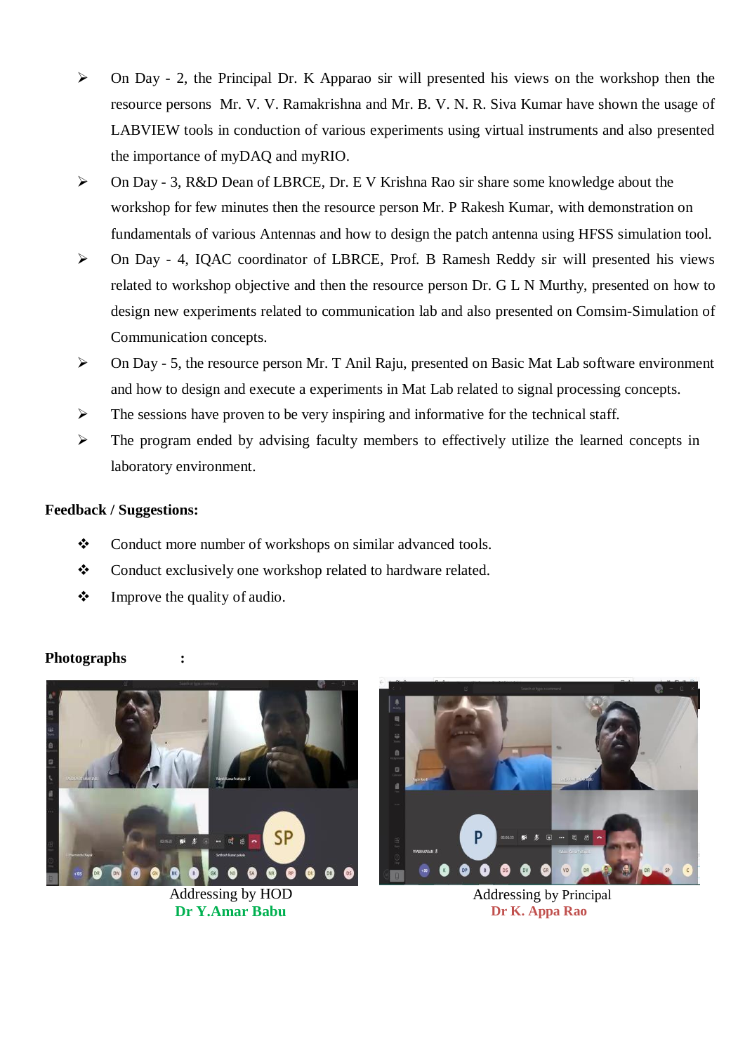- On Day - 2, the Principal Dr. K Apparao sir will presented his views on the workshop then the resource persons Mr. V. V. Ramakrishna and Mr. B. V. N. R. Siva Kumar have shown the usage of LABVIEW tools in conduction of various experiments using virtual instruments and also presented the importance of myDAQ and myRIO.
- On Day - 3, R&D Dean of LBRCE, Dr. E V Krishna Rao sir share some knowledge about the workshop for few minutes then the resource person Mr. P Rakesh Kumar, with demonstration on fundamentals of various Antennas and how to design the patch antenna using HFSS simulation tool.
- On Day - 4, IQAC coordinator of LBRCE, Prof. B Ramesh Reddy sir will presented his views related to workshop objective and then the resource person Dr. G L N Murthy, presented on how to design new experiments related to communication lab and also presented on Comsim-Simulation of Communication concepts.
- On Day - 5, the resource person Mr. T Anil Raju, presented on Basic Mat Lab software environment and how to design and execute a experiments in Mat Lab related to signal processing concepts.
- The sessions have proven to be very inspiring and informative for the technical staff.
- The program ended by advising faculty members to effectively utilize the learned concepts in laboratory environment.

**Feedback / Suggestions:**

- Conduct more number of workshops on similar advanced tools.
- Conduct exclusively one workshop related to hardware related.
- Improve the quality of audio.

**Photographs :**

Addressing by HOD
**Dr Y.Amar Babu**

Addressing by Principal
**Dr K. Appa Rao**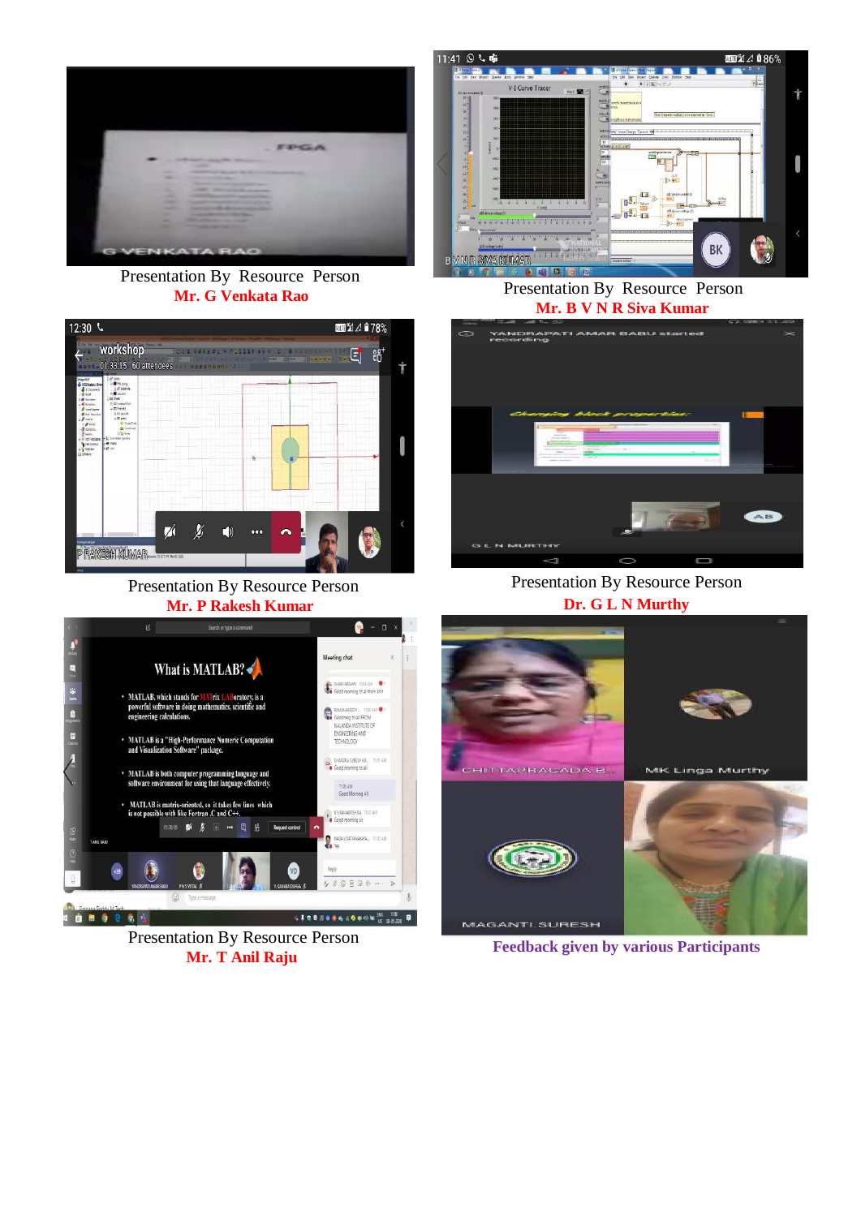Presentation By Resource Person
**Mr. G Venkata Rao**

Presentation By Resource Person
**Mr. B V N R Siva Kumar**

Presentation By Resource Person
**Mr. P Rakesh Kumar**

Presentation By Resource Person
**Dr. G L N Murthy**

Presentation By Resource Person
**Mr. T Anil Raju**

**Feedback given by various Participants**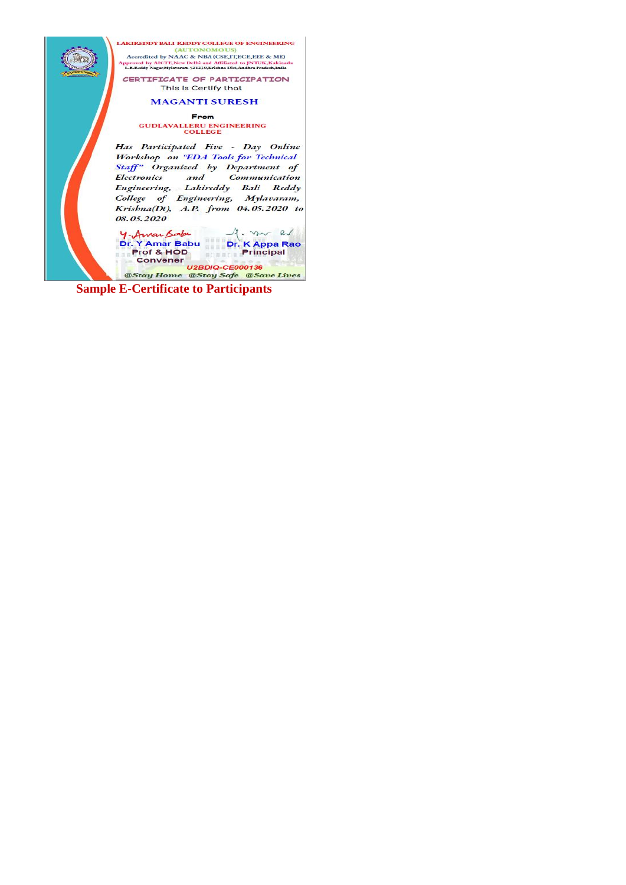LAKIREDDY BALI REDDY COLLEGE OF ENGINEERING
(AUTONOMOUS)
Accredited by NAAC & NBA (CSE,IT,ECE,EEE & ME)
Approved by AICTE,New Delhi and Affiliated to JNTUK,Kakinada
L.B.Reddy Nagar,Mylavaram- 521230,Krishna Dist,Andhra Pradesh,India

CERTIFICATE OF PARTICIPATION

This is Certify that

**MAGANTI SURESH**

From

GUDLAVALLERU ENGINEERING COLLEGE

*Has Participated Five - Day Online Workshop on "EDA Tools for Technical Staff" Organized by Department of Electronics and Communication Engineering, Lakireddy Bali Reddy College of Engineering, Mylavaram, Krishna(Dt), A.P. from 04.05.2020 to 08.05.2020*

| | |
|---|---|
| Dr. Y Amar Babu | Dr. K Appa Rao |
| Prof & HOD | Principal |
| Convener | |

U2BDIQ-CE000136

*@Stay Home @Stay Safe @Save Lives*

**Sample E-Certificate to Participants**